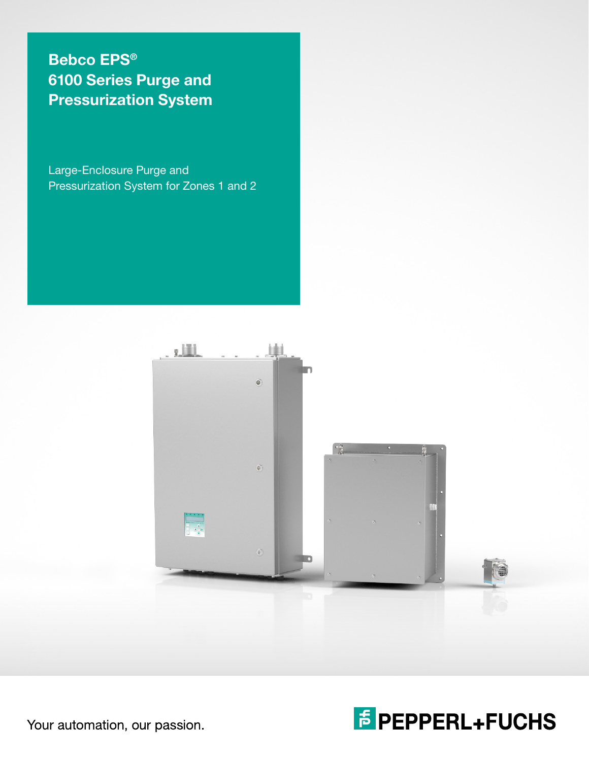# Bebco EPS®
# 6100 Series Purge and Pressurization System

Large-Enclosure Purge and Pressurization System for Zones 1 and 2

Your automation, our passion.

PEPPERL+FUCHS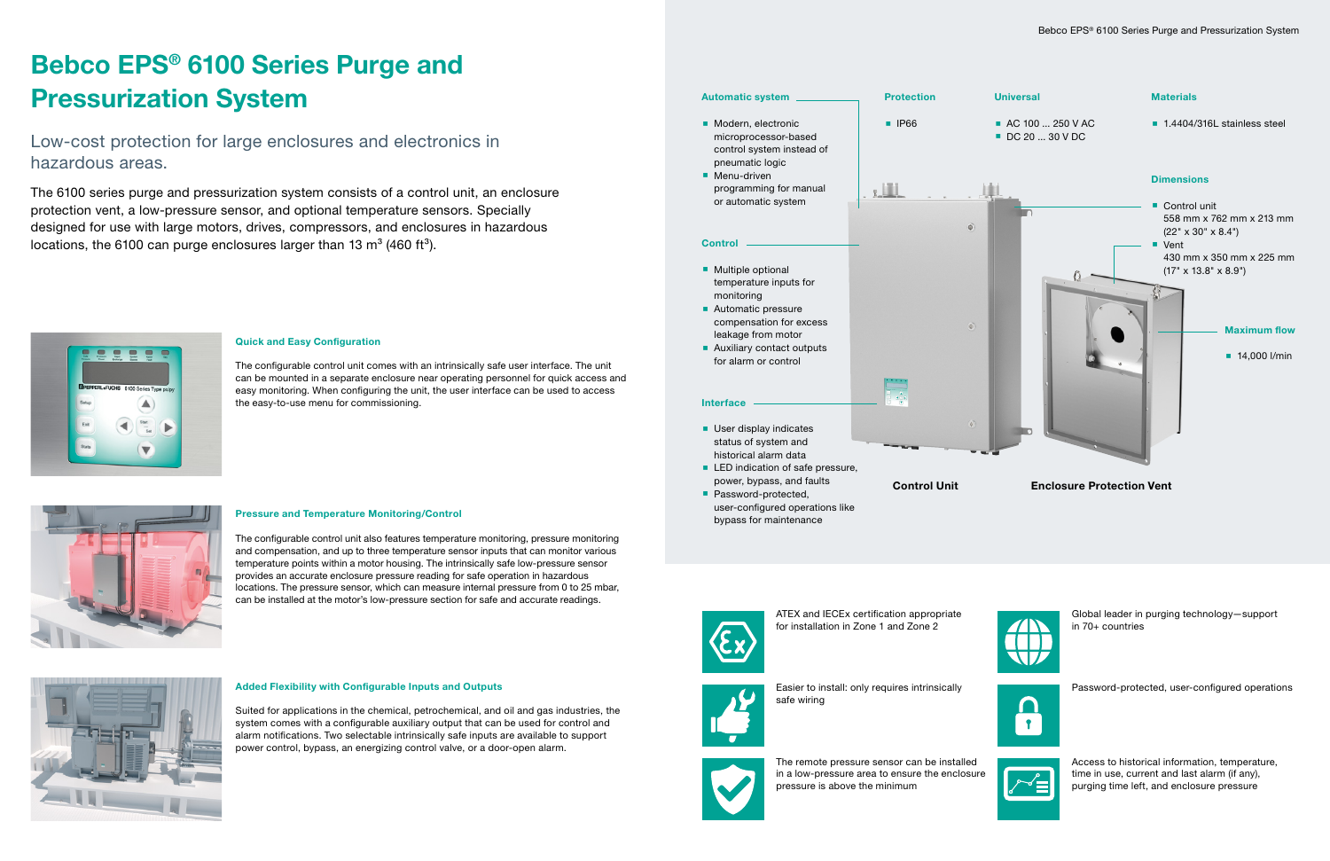# Bebco EPS® 6100 Series Purge and Pressurization System

## Low-cost protection for large enclosures and electronics in hazardous areas.

The 6100 series purge and pressurization system consists of a control unit, an enclosure protection vent, a low-pressure sensor, and optional temperature sensors. Specially designed for use with large motors, drives, compressors, and enclosures in hazardous locations, the 6100 can purge enclosures larger than 13 $m^3$ (460 $ft^3$).

### Quick and Easy Configuration

The configurable control unit comes with an intrinsically safe user interface. The unit can be mounted in a separate enclosure near operating personnel for quick access and easy monitoring. When configuring the unit, the user interface can be used to access the easy-to-use menu for commissioning.

### Pressure and Temperature Monitoring/Control

The configurable control unit also features temperature monitoring, pressure monitoring and compensation, and up to three temperature sensor inputs that can monitor various temperature points within a motor housing. The intrinsically safe low-pressure sensor provides an accurate enclosure pressure reading for safe operation in hazardous locations. The pressure sensor, which can measure internal pressure from 0 to 25 mbar, can be installed at the motor's low-pressure section for safe and accurate readings.

### Added Flexibility with Configurable Inputs and Outputs

Suited for applications in the chemical, petrochemical, and oil and gas industries, the system comes with a configurable auxiliary output that can be used for control and alarm notifications. Two selectable intrinsically safe inputs are available to support power control, bypass, an energizing control valve, or a door-open alarm.

#### Automatic system

- Modern, electronic microprocessor-based control system instead of pneumatic logic
- Menu-driven programming for manual or automatic system

#### Control

- Multiple optional temperature inputs for monitoring
- Automatic pressure compensation for excess leakage from motor
- Auxiliary contact outputs for alarm or control

#### Interface

- User display indicates status of system and historical alarm data
- LED indication of safe pressure, power, bypass, and faults
- Password-protected, user-configured operations like bypass for maintenance

#### Protection

- IP66

#### Universal

- AC 100 ... 250 V AC
- DC 20 ... 30 V DC

#### Materials

- 1.4404/316L stainless steel

#### Dimensions

- Control unit 558 mm x 762 mm x 213 mm (22" x 30" x 8.4")
- Vent 430 mm x 350 mm x 225 mm (17" x 13.8" x 8.9")

#### Maximum flow

- 14,000 l/min

**Control Unit** **Enclosure Protection Vent**

ATEX and IECEx certification appropriate for installation in Zone 1 and Zone 2

Global leader in purging technology—support in 70+ countries

Easier to install: only requires intrinsically safe wiring

Password-protected, user-configured operations

The remote pressure sensor can be installed in a low-pressure area to ensure the enclosure pressure is above the minimum

Access to historical information, temperature, time in use, current and last alarm (if any), purging time left, and enclosure pressure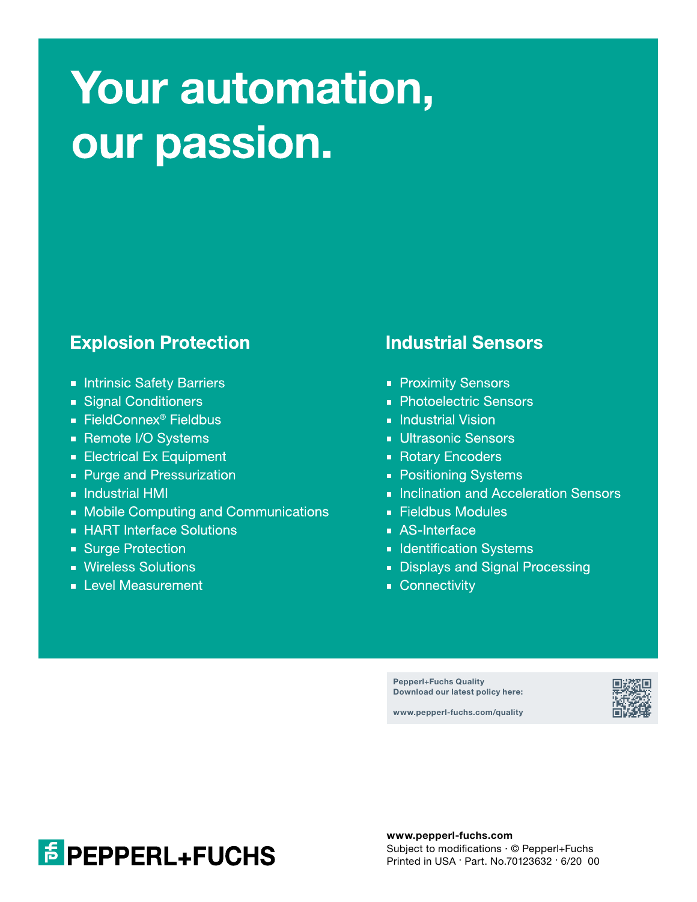# Your automation, our passion.

## Explosion Protection

- Intrinsic Safety Barriers
- Signal Conditioners
- FieldConnex® Fieldbus
- Remote I/O Systems
- Electrical Ex Equipment
- Purge and Pressurization
- Industrial HMI
- Mobile Computing and Communications
- HART Interface Solutions
- Surge Protection
- Wireless Solutions
- Level Measurement

## Industrial Sensors

- Proximity Sensors
- Photoelectric Sensors
- Industrial Vision
- Ultrasonic Sensors
- Rotary Encoders
- Positioning Systems
- Inclination and Acceleration Sensors
- Fieldbus Modules
- AS-Interface
- Identification Systems
- Displays and Signal Processing
- Connectivity

**Pepperl+Fuchs Quality**
**Download our latest policy here:**

**www.pepperl-fuchs.com/quality**

PEPPERL+FUCHS

**www.pepperl-fuchs.com**
Subject to modifications · © Pepperl+Fuchs
Printed in USA · Part. No.70123632 · 6/20 00